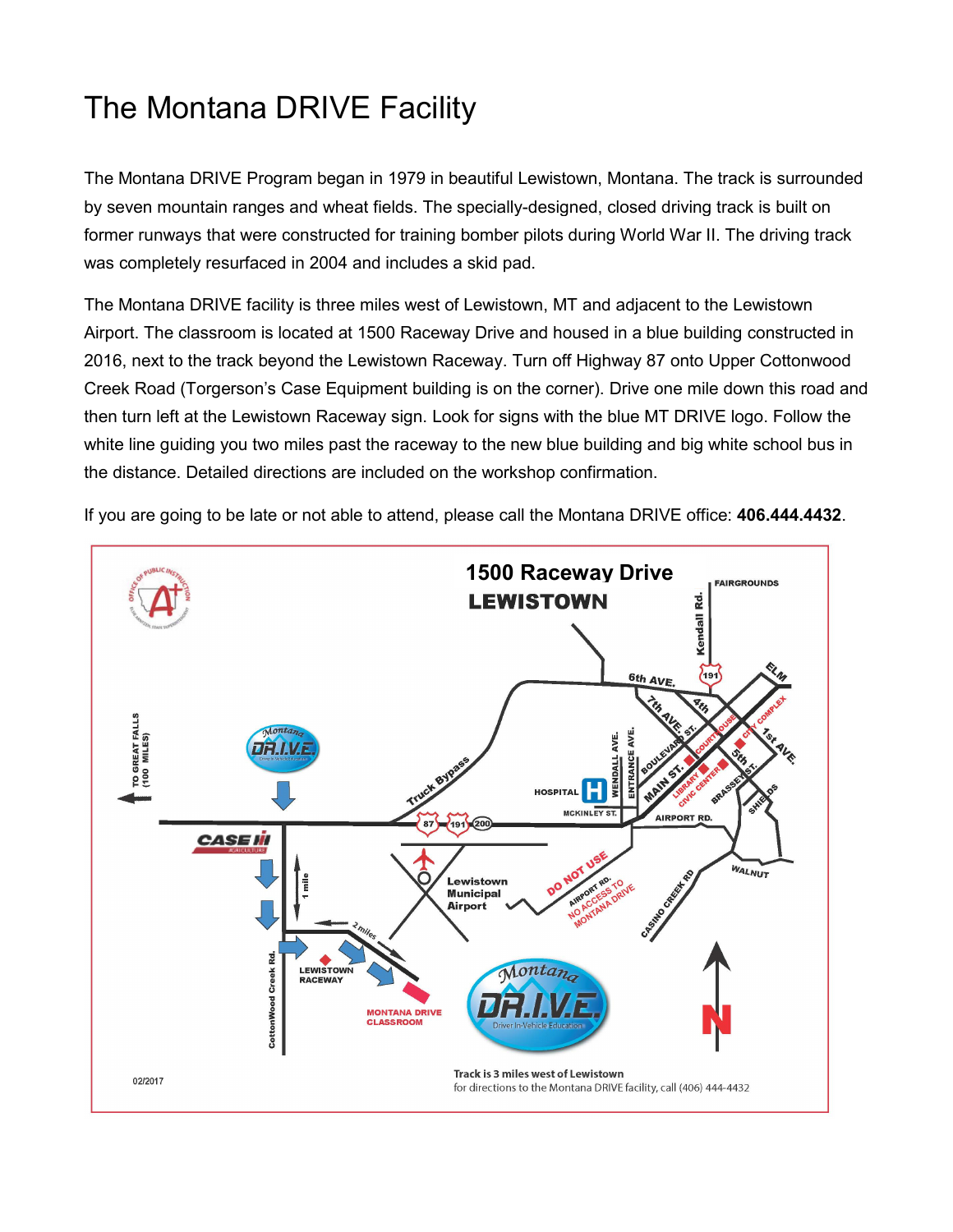# The Montana DRIVE Facility

The Montana DRIVE Program began in 1979 in beautiful Lewistown, Montana. The track is surrounded by seven mountain ranges and wheat fields. The specially-designed, closed driving track is built on former runways that were constructed for training bomber pilots during World War II. The driving track was completely resurfaced in 2004 and includes a skid pad.

The Montana DRIVE facility is three miles west of Lewistown, MT and adjacent to the Lewistown Airport. The classroom is located at 1500 Raceway Drive and housed in a blue building constructed in 2016, next to the track beyond the Lewistown Raceway. Turn off Highway 87 onto Upper Cottonwood Creek Road (Torgerson's Case Equipment building is on the corner). Drive one mile down this road and then turn left at the Lewistown Raceway sign. Look for signs with the blue MT DRIVE logo. Follow the white line guiding you two miles past the raceway to the new blue building and big white school bus in the distance. Detailed directions are included on the workshop confirmation.

If you are going to be late or not able to attend, please call the Montana DRIVE office: **406.444.4432**.

1500 Raceway Drive
LEWISTOWN

TO GREAT FALLS (100 MILES)

FAIRGROUNDS

Kendall Rd.

6th AVE.

7th AVE.

4th

ELM

CITY COMPLEX

1st AVE.

COURTHOUSE

BOULEVARD ST.

5th ST.

MAIN ST.

LIBRARY

CIVIC CENTER

BRASSEY

SHIELDS

WENDALL AVE.

ENTRANCE AVE.

HOSPITAL

MCKINLEY ST.

AIRPORT RD.

Truck Bypass

87 191 200

CASE

Lewistown Municipal Airport

DO NOT USE

AIRPORT RD.

NO ACCESS TO MONTANA DRIVE

WALNUT

CASINO CREEK RD

1 mile

2 miles

CottonWood Creek Rd.

LEWISTOWN RACEWAY

MONTANA DRIVE CLASSROOM

Montana DR.I.V.E. Driver In-Vehicle Education

N

02/2017

Track is 3 miles west of Lewistown
for directions to the Montana DRIVE facility, call (406) 444-4432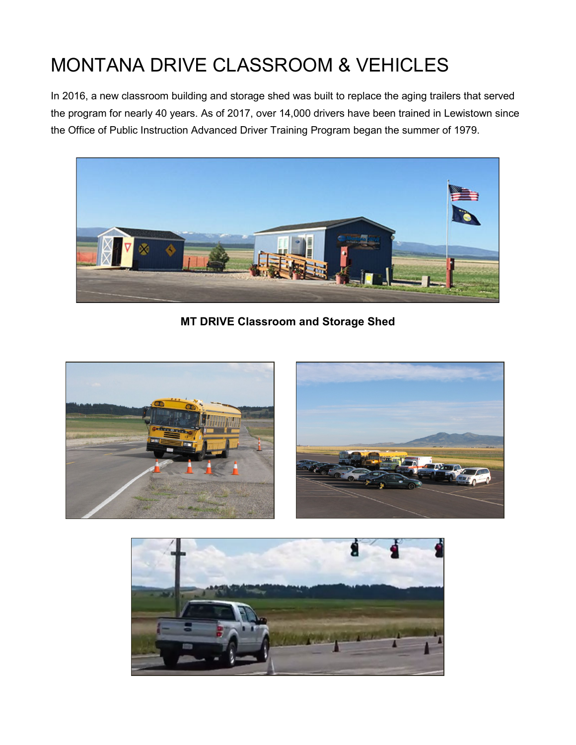# MONTANA DRIVE CLASSROOM & VEHICLES

In 2016, a new classroom building and storage shed was built to replace the aging trailers that served the program for nearly 40 years. As of 2017, over 14,000 drivers have been trained in Lewistown since the Office of Public Instruction Advanced Driver Training Program began the summer of 1979.

**MT DRIVE Classroom and Storage Shed**